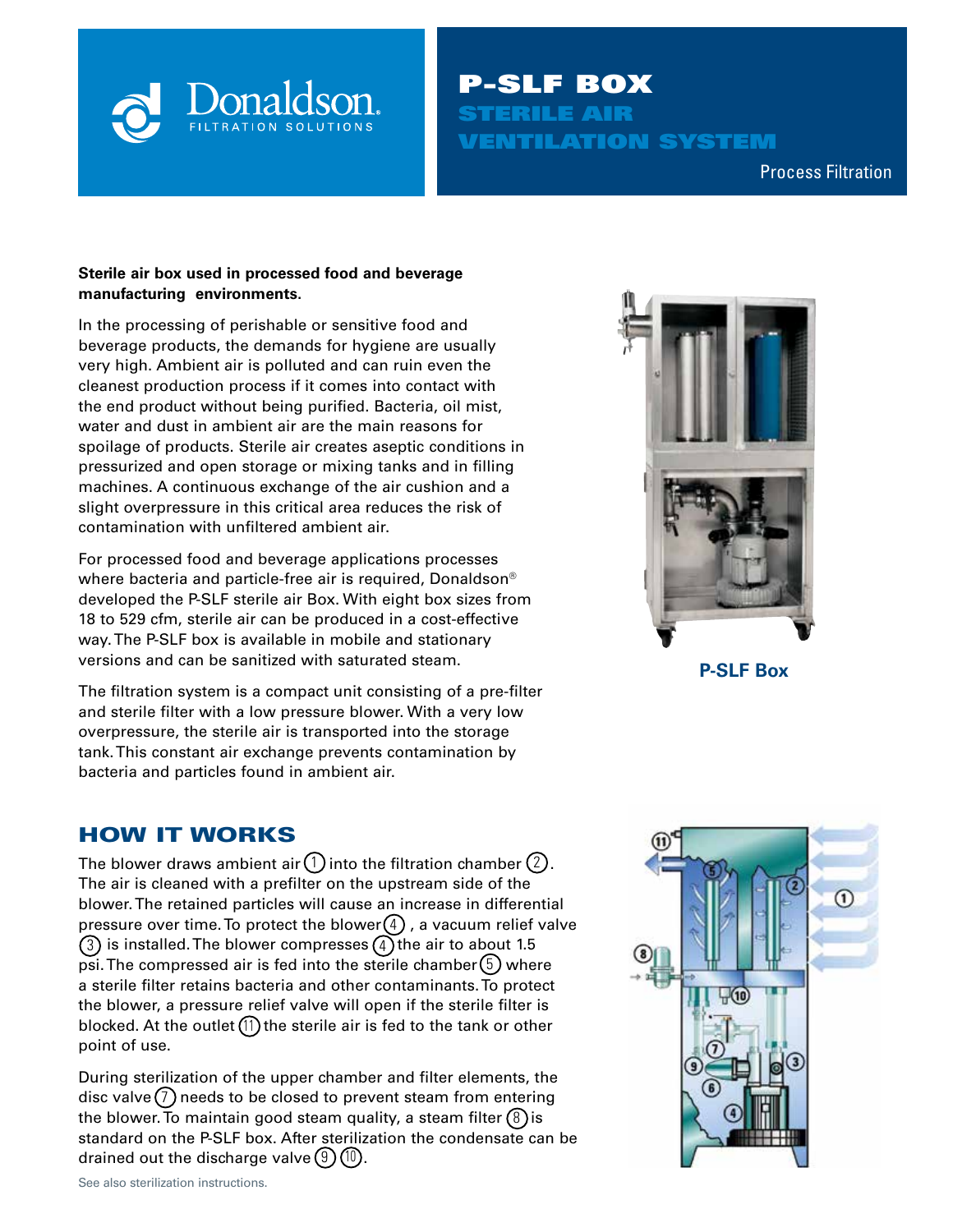Donaldson.
FILTRATION SOLUTIONS

# P-SLF BOX
## STERILE AIR VENTILATION SYSTEM

Process Filtration

**Sterile air box used in processed food and beverage manufacturing environments.**

In the processing of perishable or sensitive food and beverage products, the demands for hygiene are usually very high. Ambient air is polluted and can ruin even the cleanest production process if it comes into contact with the end product without being purified. Bacteria, oil mist, water and dust in ambient air are the main reasons for spoilage of products. Sterile air creates aseptic conditions in pressurized and open storage or mixing tanks and in filling machines. A continuous exchange of the air cushion and a slight overpressure in this critical area reduces the risk of contamination with unfiltered ambient air.

For processed food and beverage applications processes where bacteria and particle-free air is required, Donaldson® developed the P-SLF sterile air Box. With eight box sizes from 18 to 529 cfm, sterile air can be produced in a cost-effective way. The P-SLF box is available in mobile and stationary versions and can be sanitized with saturated steam.

The filtration system is a compact unit consisting of a pre-filter and sterile filter with a low pressure blower. With a very low overpressure, the sterile air is transported into the storage tank. This constant air exchange prevents contamination by bacteria and particles found in ambient air.

**P-SLF Box**

## HOW IT WORKS

The blower draws ambient air (1) into the filtration chamber (2). The air is cleaned with a prefilter on the upstream side of the blower. The retained particles will cause an increase in differential pressure over time. To protect the blower (4), a vacuum relief valve (3) is installed. The blower compresses (4) the air to about 1.5 psi. The compressed air is fed into the sterile chamber (5) where a sterile filter retains bacteria and other contaminants. To protect the blower, a pressure relief valve will open if the sterile filter is blocked. At the outlet (11) the sterile air is fed to the tank or other point of use.

During sterilization of the upper chamber and filter elements, the disc valve (7) needs to be closed to prevent steam from entering the blower. To maintain good steam quality, a steam filter (8) is standard on the P-SLF box. After sterilization the condensate can be drained out the discharge valve (9) (10).

See also sterilization instructions.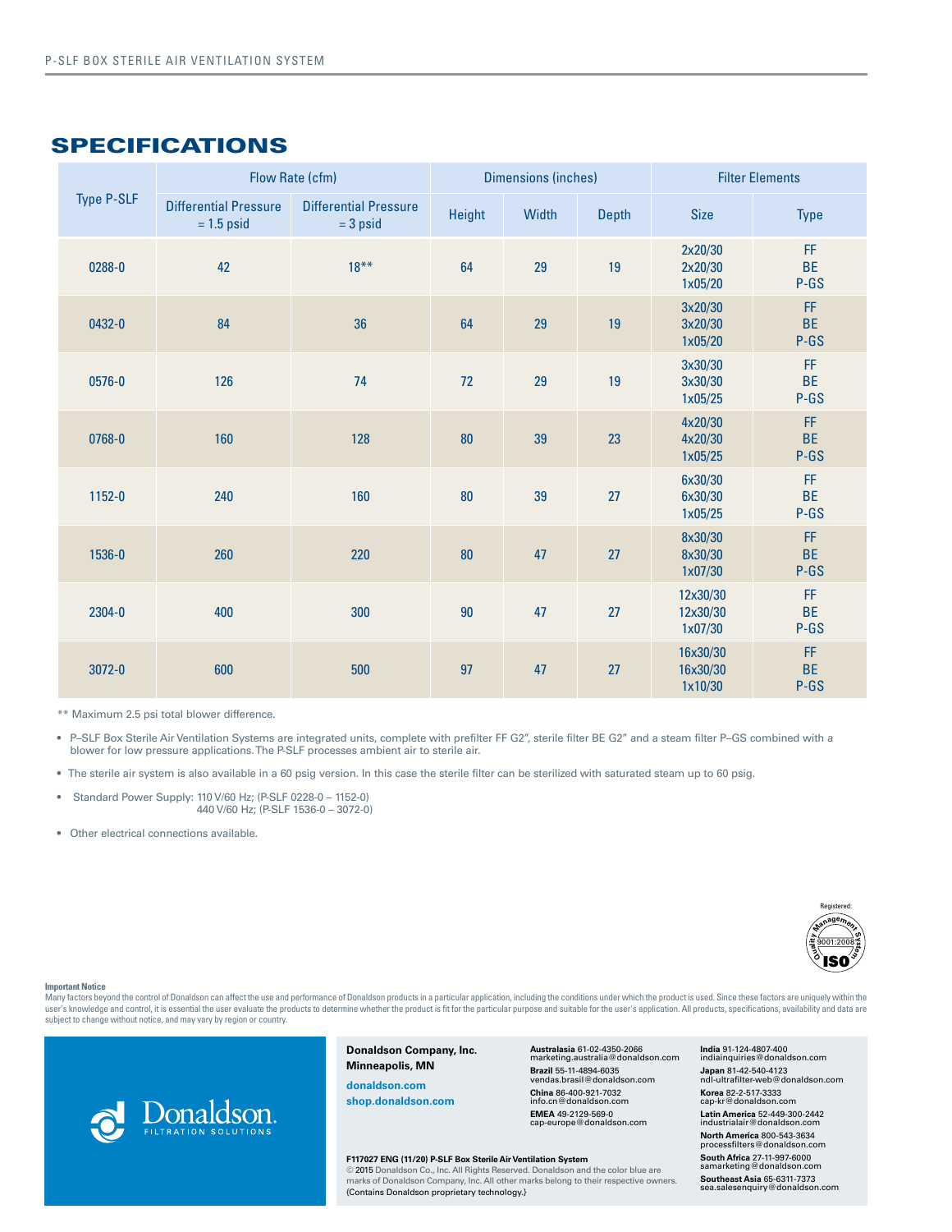## SPECIFICATIONS

| Type P-SLF | Flow Rate (cfm) | | Dimensions (inches) | | | Filter Elements | |
|---|---|---|---|---|---|---|---|
| | Differential Pressure = 1.5 psid | Differential Pressure = 3 psid | Height | Width | Depth | Size | Type |
| 0288-0 | 42 | 18** | 64 | 29 | 19 | 2x20/30<br>2x20/30<br>1x05/20 | FF<br>BE<br>P-GS |
| 0432-0 | 84 | 36 | 64 | 29 | 19 | 3x20/30<br>3x20/30<br>1x05/20 | FF<br>BE<br>P-GS |
| 0576-0 | 126 | 74 | 72 | 29 | 19 | 3x30/30<br>3x30/30<br>1x05/25 | FF<br>BE<br>P-GS |
| 0768-0 | 160 | 128 | 80 | 39 | 23 | 4x20/30<br>4x20/30<br>1x05/25 | FF<br>BE<br>P-GS |
| 1152-0 | 240 | 160 | 80 | 39 | 27 | 6x30/30<br>6x30/30<br>1x05/25 | FF<br>BE<br>P-GS |
| 1536-0 | 260 | 220 | 80 | 47 | 27 | 8x30/30<br>8x30/30<br>1x07/30 | FF<br>BE<br>P-GS |
| 2304-0 | 400 | 300 | 90 | 47 | 27 | 12x30/30<br>12x30/30<br>1x07/30 | FF<br>BE<br>P-GS |
| 3072-0 | 600 | 500 | 97 | 47 | 27 | 16x30/30<br>16x30/30<br>1x10/30 | FF<br>BE<br>P-GS |

** Maximum 2.5 psi total blower difference.

- P–SLF Box Sterile Air Ventilation Systems are integrated units, complete with prefilter FF G2", sterile filter BE G2" and a steam filter P–GS combined with a blower for low pressure applications. The P-SLF processes ambient air to sterile air.
- The sterile air system is also available in a 60 psig version. In this case the sterile filter can be sterilized with saturated steam up to 60 psig.
- Standard Power Supply: 110 V/60 Hz; (P-SLF 0228-0 – 1152-0)
  440 V/60 Hz; (P-SLF 1536-0 – 3072-0)
- Other electrical connections available.

Registered: Quality Management System 9001:2008 ISO

**Important Notice**
Many factors beyond the control of Donaldson can affect the use and performance of Donaldson products in a particular application, including the conditions under which the product is used. Since these factors are uniquely within the user's knowledge and control, it is essential the user evaluate the products to determine whether the product is fit for the particular purpose and suitable for the user's application. All products, specifications, availability and data are subject to change without notice, and may vary by region or country.

Donaldson. FILTRATION SOLUTIONS

**Donaldson Company, Inc.**
**Minneapolis, MN**

**donaldson.com**
**shop.donaldson.com**

**Australasia** 61-02-4350-2066
marketing.australia@donaldson.com
**Brazil** 55-11-4894-6035
vendas.brasil@donaldson.com
**China** 86-400-921-7032
info.cn@donaldson.com
**EMEA** 49-2129-569-0
cap-europe@donaldson.com

**India** 91-124-4807-400
indiainquiries@donaldson.com
**Japan** 81-42-540-4123
ndl-ultrafilter-web@donaldson.com
**Korea** 82-2-517-3333
cap-kr@donaldson.com
**Latin America** 52-449-300-2442
industrialair@donaldson.com
**North America** 800-543-3634
processfilters@donaldson.com
**South Africa** 27-11-997-6000
samarketing@donaldson.com
**Southeast Asia** 65-6311-7373
sea.salesenquiry@donaldson.com

**F117027 ENG (11/20) P-SLF Box Sterile Air Ventilation System**
© 2015 Donaldson Co., Inc. All Rights Reserved. Donaldson and the color blue are marks of Donaldson Company, Inc. All other marks belong to their respective owners. {Contains Donaldson proprietary technology.}